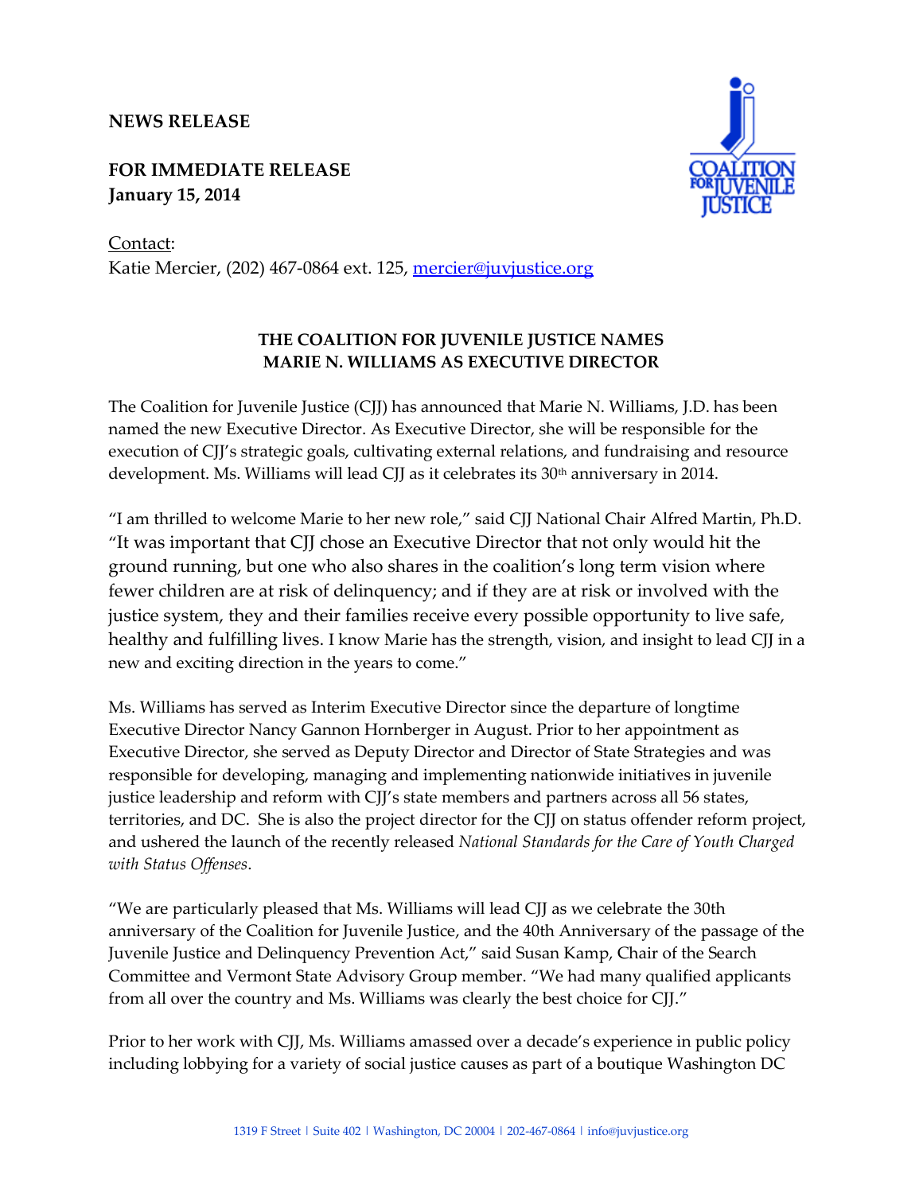**NEWS RELEASE**

**FOR IMMEDIATE RELEASE**
**January 15, 2014**

Contact:
Katie Mercier, (202) 467-0864 ext. 125, mercier@juvjustice.org

## THE COALITION FOR JUVENILE JUSTICE NAMES MARIE N. WILLIAMS AS EXECUTIVE DIRECTOR

The Coalition for Juvenile Justice (CJJ) has announced that Marie N. Williams, J.D. has been named the new Executive Director. As Executive Director, she will be responsible for the execution of CJJ's strategic goals, cultivating external relations, and fundraising and resource development. Ms. Williams will lead CJJ as it celebrates its 30th anniversary in 2014.

"I am thrilled to welcome Marie to her new role," said CJJ National Chair Alfred Martin, Ph.D. "It was important that CJJ chose an Executive Director that not only would hit the ground running, but one who also shares in the coalition's long term vision where fewer children are at risk of delinquency; and if they are at risk or involved with the justice system, they and their families receive every possible opportunity to live safe, healthy and fulfilling lives. I know Marie has the strength, vision, and insight to lead CJJ in a new and exciting direction in the years to come."

Ms. Williams has served as Interim Executive Director since the departure of longtime Executive Director Nancy Gannon Hornberger in August. Prior to her appointment as Executive Director, she served as Deputy Director and Director of State Strategies and was responsible for developing, managing and implementing nationwide initiatives in juvenile justice leadership and reform with CJJ's state members and partners across all 56 states, territories, and DC. She is also the project director for the CJJ on status offender reform project, and ushered the launch of the recently released *National Standards for the Care of Youth Charged with Status Offenses*.

"We are particularly pleased that Ms. Williams will lead CJJ as we celebrate the 30th anniversary of the Coalition for Juvenile Justice, and the 40th Anniversary of the passage of the Juvenile Justice and Delinquency Prevention Act," said Susan Kamp, Chair of the Search Committee and Vermont State Advisory Group member. "We had many qualified applicants from all over the country and Ms. Williams was clearly the best choice for CJJ."

Prior to her work with CJJ, Ms. Williams amassed over a decade's experience in public policy including lobbying for a variety of social justice causes as part of a boutique Washington DC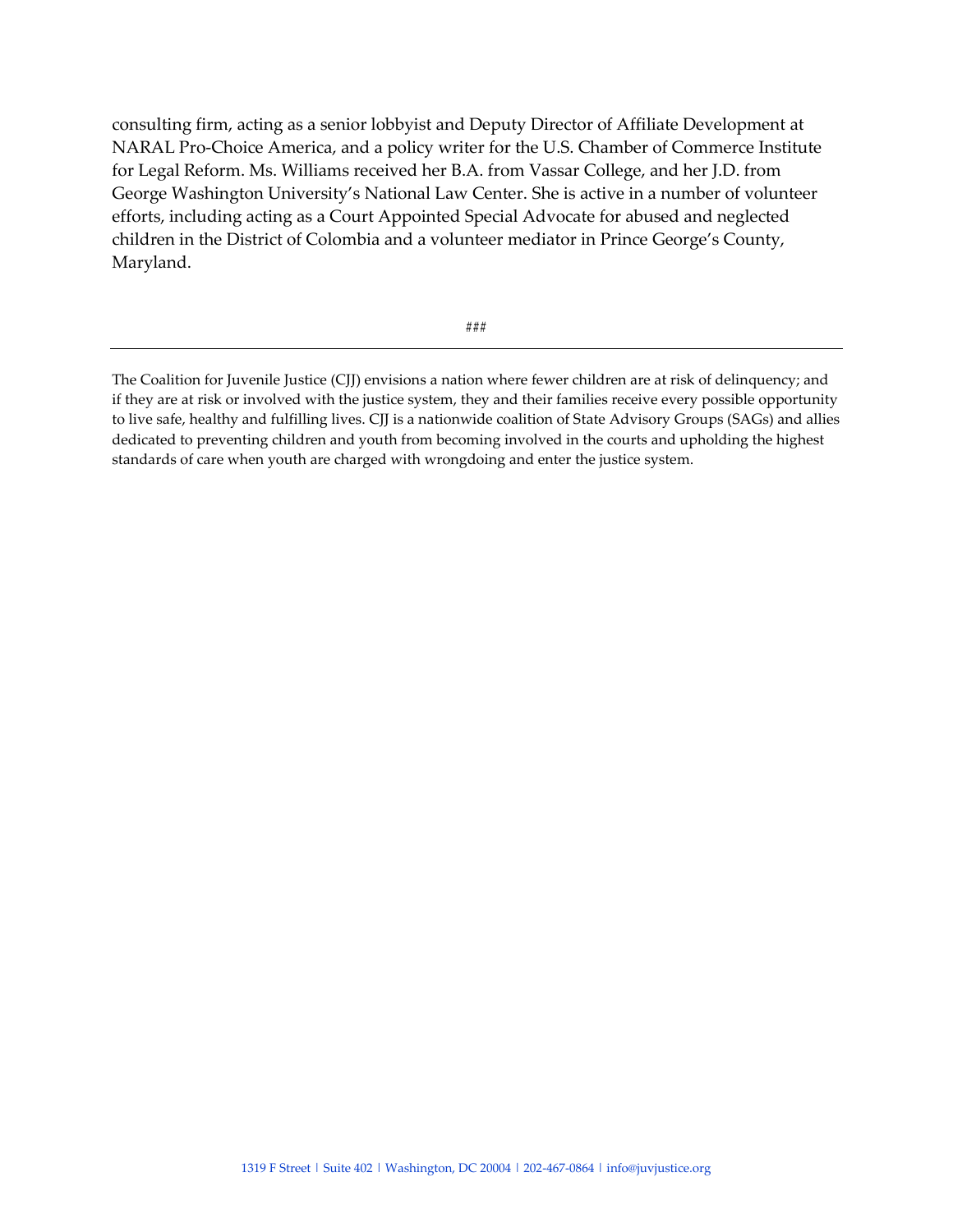consulting firm, acting as a senior lobbyist and Deputy Director of Affiliate Development at NARAL Pro-Choice America, and a policy writer for the U.S. Chamber of Commerce Institute for Legal Reform. Ms. Williams received her B.A. from Vassar College, and her J.D. from George Washington University's National Law Center. She is active in a number of volunteer efforts, including acting as a Court Appointed Special Advocate for abused and neglected children in the District of Colombia and a volunteer mediator in Prince George's County, Maryland.

###

---

The Coalition for Juvenile Justice (CJJ) envisions a nation where fewer children are at risk of delinquency; and if they are at risk or involved with the justice system, they and their families receive every possible opportunity to live safe, healthy and fulfilling lives. CJJ is a nationwide coalition of State Advisory Groups (SAGs) and allies dedicated to preventing children and youth from becoming involved in the courts and upholding the highest standards of care when youth are charged with wrongdoing and enter the justice system.

1319 F Street | Suite 402 | Washington, DC 20004 | 202-467-0864 | info@juvjustice.org